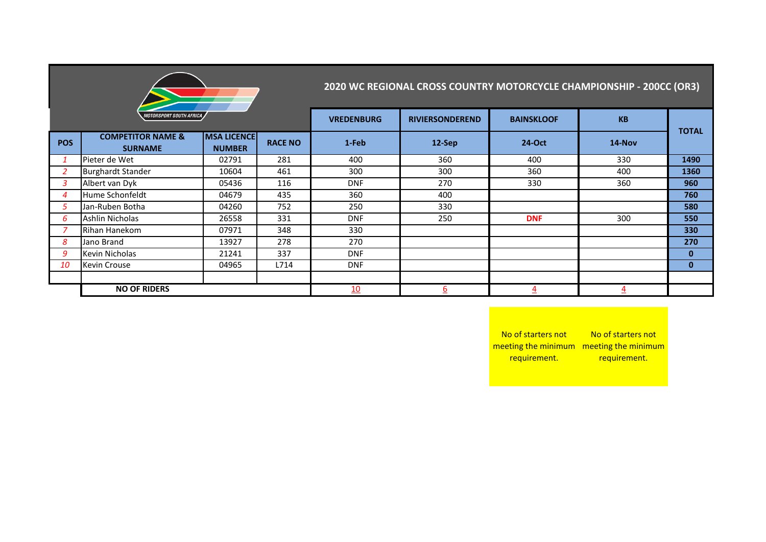# 2020 WC REGIONAL CROSS COUNTRY MOTORCYCLE CHAMPIONSHIP - 200CC (OR3)

MOTORSPORT SOUTH AFRICA

| | | | | VREDENBURG | RIVIERSONDEREND | BAINSKLOOF | KB | TOTAL |
|---|---|---|---|---|---|---|---|---|
| POS | COMPETITOR NAME & SURNAME | MSA LICENCE NUMBER | RACE NO | 1-Feb | 12-Sep | 24-Oct | 14-Nov | |
| *1* | Pieter de Wet | 02791 | 281 | 400 | 360 | 400 | 330 | **1490** |
| *2* | Burghardt Stander | 10604 | 461 | 300 | 300 | 360 | 400 | **1360** |
| *3* | Albert van Dyk | 05436 | 116 | DNF | 270 | 330 | 360 | **960** |
| *4* | Hume Schonfeldt | 04679 | 435 | 360 | 400 | | | **760** |
| *5* | Jan-Ruben Botha | 04260 | 752 | 250 | 330 | | | **580** |
| *6* | Ashlin Nicholas | 26558 | 331 | DNF | 250 | **DNF** | 300 | **550** |
| *7* | Rihan Hanekom | 07971 | 348 | 330 | | | | **330** |
| *8* | Jano Brand | 13927 | 278 | 270 | | | | **270** |
| *9* | Kevin Nicholas | 21241 | 337 | DNF | | | | **0** |
| *10* | Kevin Crouse | 04965 | L714 | DNF | | | | **0** |
| | | | | | | | | |
| | NO OF RIDERS | | | 10 | 6 | 4 | 4 | |

No of starters not meeting the minimum requirement.

No of starters not meeting the minimum requirement.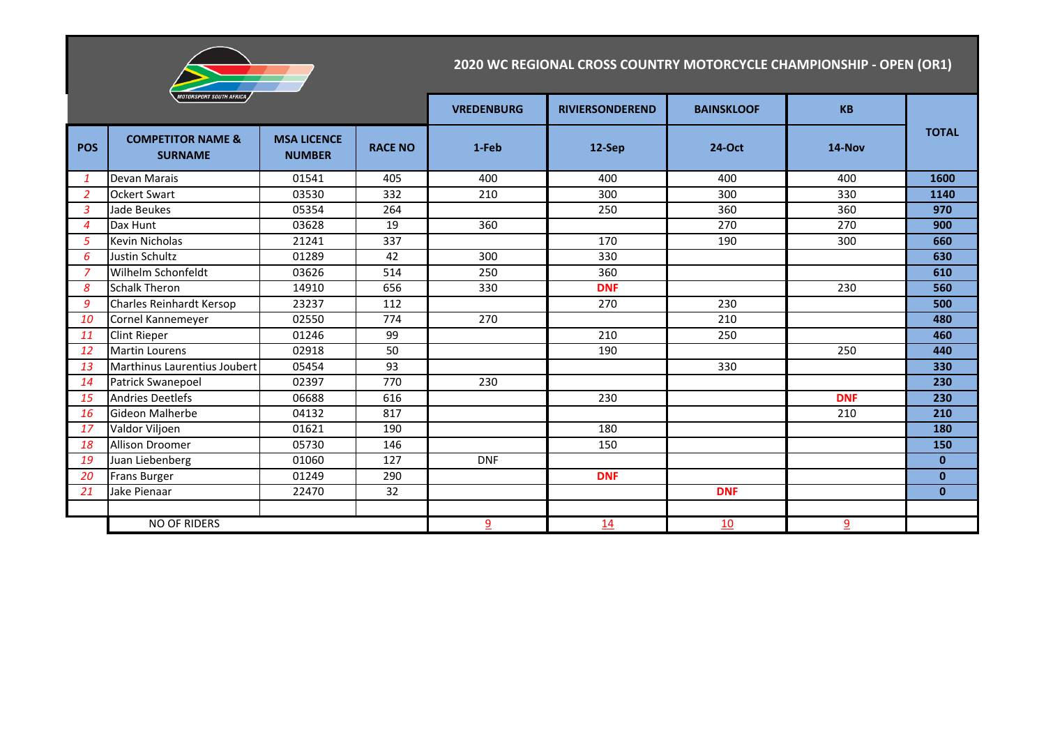# 2020 WC REGIONAL CROSS COUNTRY MOTORCYCLE CHAMPIONSHIP - OPEN (OR1)

| POS | COMPETITOR NAME & SURNAME | MSA LICENCE NUMBER | RACE NO | VREDENBURG 1-Feb | RIVIERSONDEREND 12-Sep | BAINSKLOOF 24-Oct | KB 14-Nov | TOTAL |
|---|---|---|---|---|---|---|---|---|
| 1 | Devan Marais | 01541 | 405 | 400 | 400 | 400 | 400 | **1600** |
| 2 | Ockert Swart | 03530 | 332 | 210 | 300 | 300 | 330 | **1140** |
| 3 | Jade Beukes | 05354 | 264 | | 250 | 360 | 360 | **970** |
| 4 | Dax Hunt | 03628 | 19 | 360 | | 270 | 270 | **900** |
| 5 | Kevin Nicholas | 21241 | 337 | | 170 | 190 | 300 | **660** |
| 6 | Justin Schultz | 01289 | 42 | 300 | 330 | | | **630** |
| 7 | Wilhelm Schonfeldt | 03626 | 514 | 250 | 360 | | | **610** |
| 8 | Schalk Theron | 14910 | 656 | 330 | **DNF** | | 230 | **560** |
| 9 | Charles Reinhardt Kersop | 23237 | 112 | | 270 | 230 | | **500** |
| 10 | Cornel Kannemeyer | 02550 | 774 | 270 | | 210 | | **480** |
| 11 | Clint Rieper | 01246 | 99 | | 210 | 250 | | **460** |
| 12 | Martin Lourens | 02918 | 50 | | 190 | | 250 | **440** |
| 13 | Marthinus Laurentius Joubert | 05454 | 93 | | | 330 | | **330** |
| 14 | Patrick Swanepoel | 02397 | 770 | 230 | | | | **230** |
| 15 | Andries Deetlefs | 06688 | 616 | | 230 | | **DNF** | **230** |
| 16 | Gideon Malherbe | 04132 | 817 | | | | 210 | **210** |
| 17 | Valdor Viljoen | 01621 | 190 | | 180 | | | **180** |
| 18 | Allison Droomer | 05730 | 146 | | 150 | | | **150** |
| 19 | Juan Liebenberg | 01060 | 127 | DNF | | | | **0** |
| 20 | Frans Burger | 01249 | 290 | | **DNF** | | | **0** |
| 21 | Jake Pienaar | 22470 | 32 | | | **DNF** | | **0** |
| | | | | | | | | |
| | NO OF RIDERS | | | 9 | 14 | 10 | 9 | |